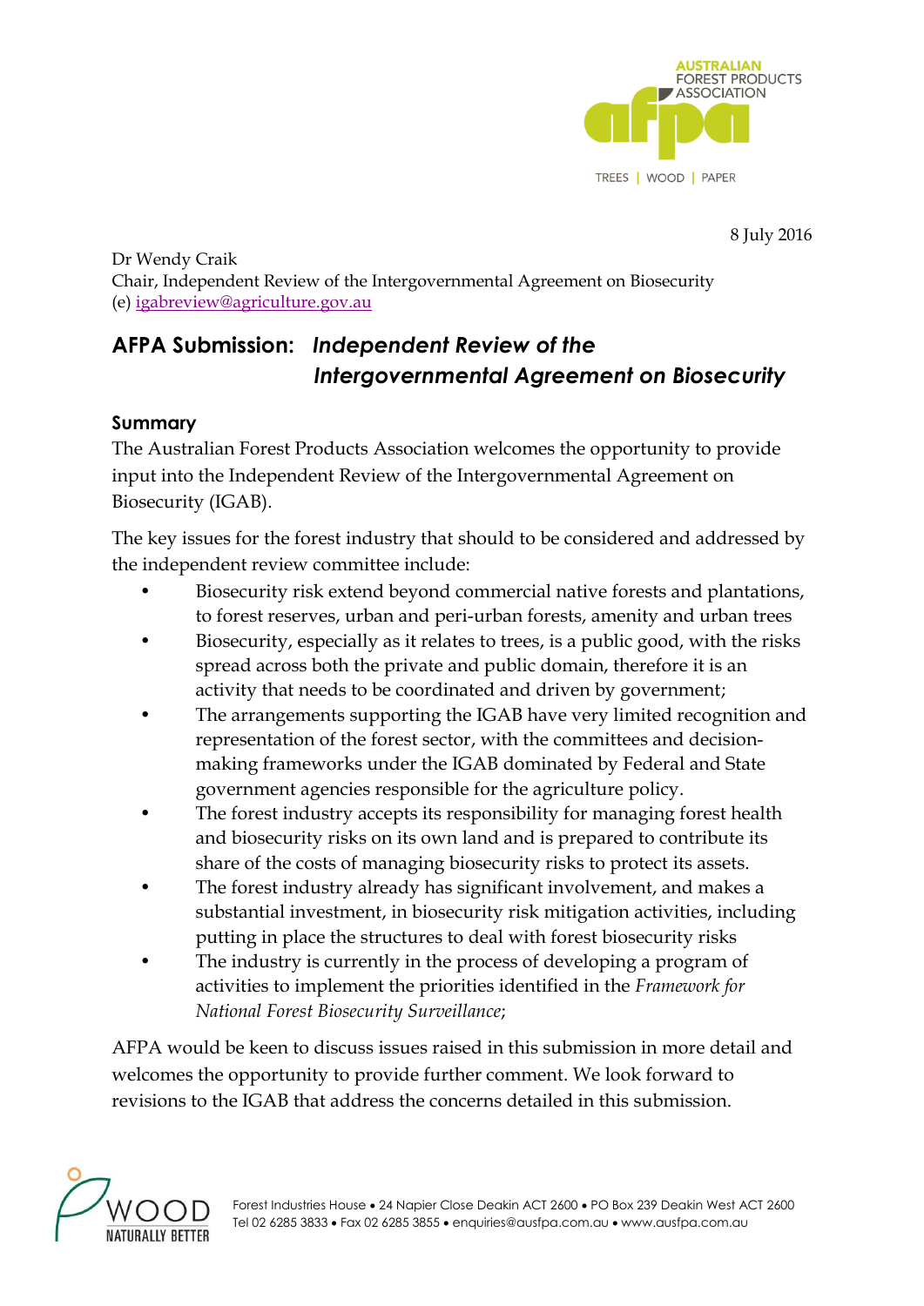8 July 2016

Dr Wendy Craik
Chair, Independent Review of the Intergovernmental Agreement on Biosecurity
(e) igabreview@agriculture.gov.au

# AFPA Submission: *Independent Review of the Intergovernmental Agreement on Biosecurity*

## Summary

The Australian Forest Products Association welcomes the opportunity to provide input into the Independent Review of the Intergovernmental Agreement on Biosecurity (IGAB).

The key issues for the forest industry that should to be considered and addressed by the independent review committee include:

- Biosecurity risk extend beyond commercial native forests and plantations, to forest reserves, urban and peri-urban forests, amenity and urban trees
- Biosecurity, especially as it relates to trees, is a public good, with the risks spread across both the private and public domain, therefore it is an activity that needs to be coordinated and driven by government;
- The arrangements supporting the IGAB have very limited recognition and representation of the forest sector, with the committees and decision-making frameworks under the IGAB dominated by Federal and State government agencies responsible for the agriculture policy.
- The forest industry accepts its responsibility for managing forest health and biosecurity risks on its own land and is prepared to contribute its share of the costs of managing biosecurity risks to protect its assets.
- The forest industry already has significant involvement, and makes a substantial investment, in biosecurity risk mitigation activities, including putting in place the structures to deal with forest biosecurity risks
- The industry is currently in the process of developing a program of activities to implement the priorities identified in the *Framework for National Forest Biosecurity Surveillance*;

AFPA would be keen to discuss issues raised in this submission in more detail and welcomes the opportunity to provide further comment. We look forward to revisions to the IGAB that address the concerns detailed in this submission.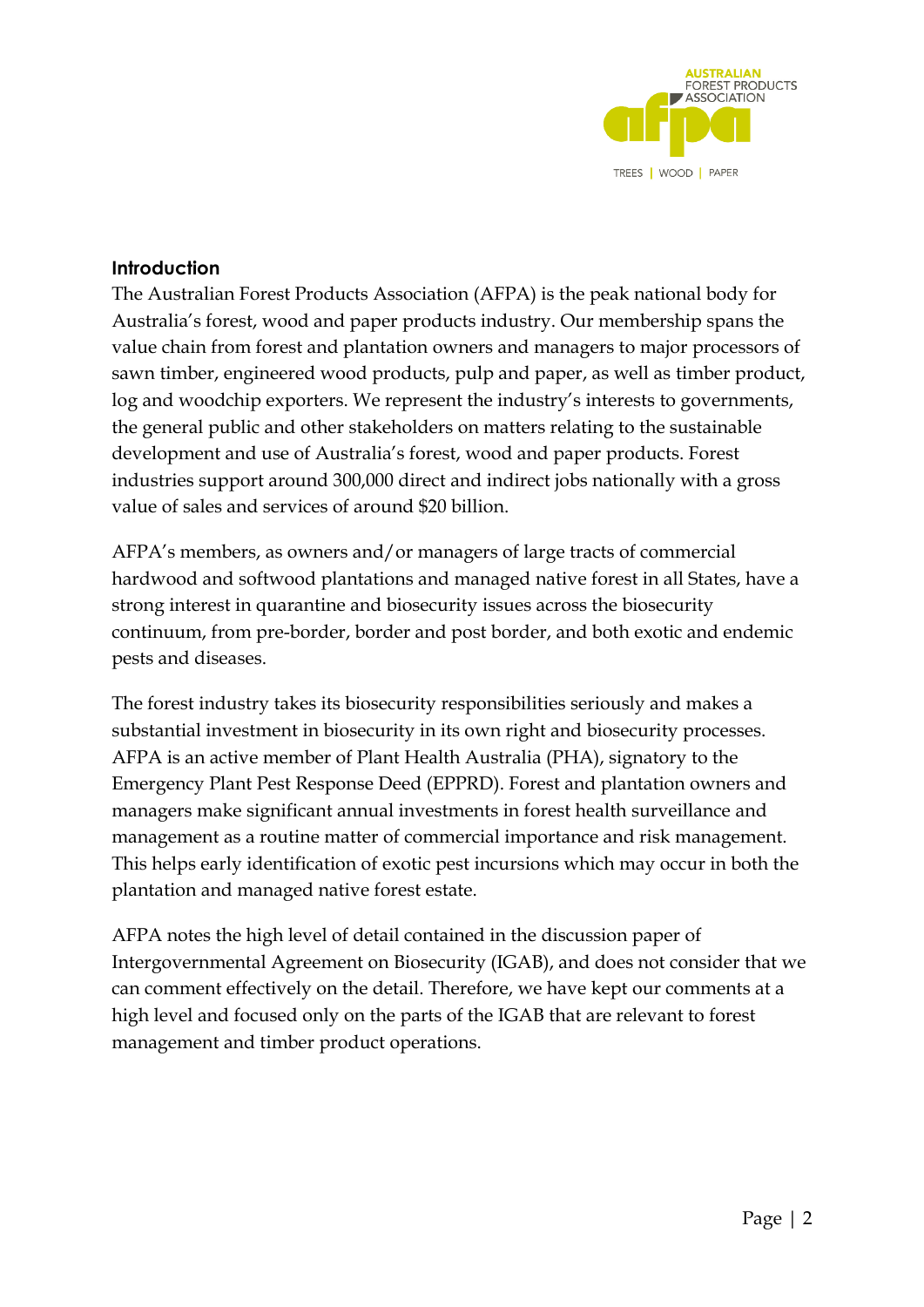## Introduction

The Australian Forest Products Association (AFPA) is the peak national body for Australia's forest, wood and paper products industry. Our membership spans the value chain from forest and plantation owners and managers to major processors of sawn timber, engineered wood products, pulp and paper, as well as timber product, log and woodchip exporters. We represent the industry's interests to governments, the general public and other stakeholders on matters relating to the sustainable development and use of Australia's forest, wood and paper products. Forest industries support around 300,000 direct and indirect jobs nationally with a gross value of sales and services of around $20 billion.

AFPA's members, as owners and/or managers of large tracts of commercial hardwood and softwood plantations and managed native forest in all States, have a strong interest in quarantine and biosecurity issues across the biosecurity continuum, from pre-border, border and post border, and both exotic and endemic pests and diseases.

The forest industry takes its biosecurity responsibilities seriously and makes a substantial investment in biosecurity in its own right and biosecurity processes. AFPA is an active member of Plant Health Australia (PHA), signatory to the Emergency Plant Pest Response Deed (EPPRD). Forest and plantation owners and managers make significant annual investments in forest health surveillance and management as a routine matter of commercial importance and risk management. This helps early identification of exotic pest incursions which may occur in both the plantation and managed native forest estate.

AFPA notes the high level of detail contained in the discussion paper of Intergovernmental Agreement on Biosecurity (IGAB), and does not consider that we can comment effectively on the detail. Therefore, we have kept our comments at a high level and focused only on the parts of the IGAB that are relevant to forest management and timber product operations.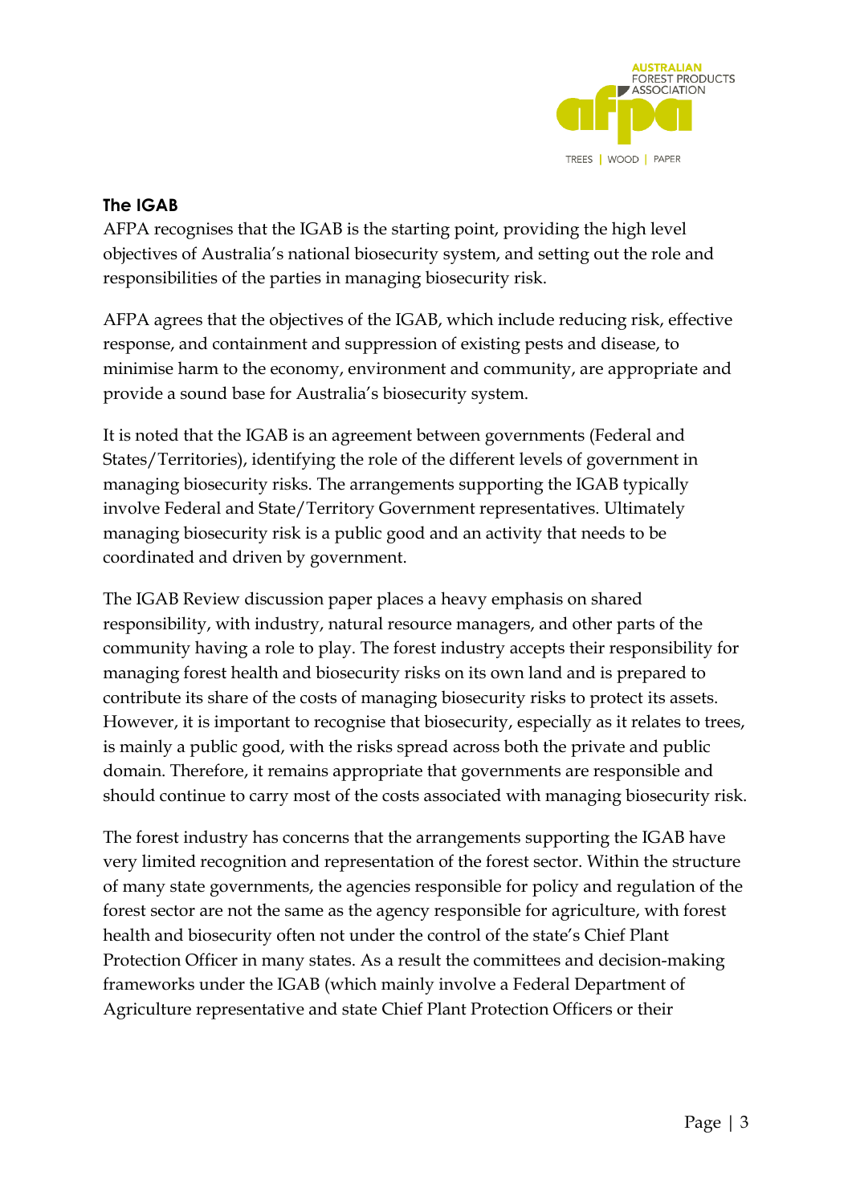## The IGAB

AFPA recognises that the IGAB is the starting point, providing the high level objectives of Australia's national biosecurity system, and setting out the role and responsibilities of the parties in managing biosecurity risk.

AFPA agrees that the objectives of the IGAB, which include reducing risk, effective response, and containment and suppression of existing pests and disease, to minimise harm to the economy, environment and community, are appropriate and provide a sound base for Australia's biosecurity system.

It is noted that the IGAB is an agreement between governments (Federal and States/Territories), identifying the role of the different levels of government in managing biosecurity risks. The arrangements supporting the IGAB typically involve Federal and State/Territory Government representatives. Ultimately managing biosecurity risk is a public good and an activity that needs to be coordinated and driven by government.

The IGAB Review discussion paper places a heavy emphasis on shared responsibility, with industry, natural resource managers, and other parts of the community having a role to play. The forest industry accepts their responsibility for managing forest health and biosecurity risks on its own land and is prepared to contribute its share of the costs of managing biosecurity risks to protect its assets. However, it is important to recognise that biosecurity, especially as it relates to trees, is mainly a public good, with the risks spread across both the private and public domain. Therefore, it remains appropriate that governments are responsible and should continue to carry most of the costs associated with managing biosecurity risk.

The forest industry has concerns that the arrangements supporting the IGAB have very limited recognition and representation of the forest sector. Within the structure of many state governments, the agencies responsible for policy and regulation of the forest sector are not the same as the agency responsible for agriculture, with forest health and biosecurity often not under the control of the state's Chief Plant Protection Officer in many states. As a result the committees and decision-making frameworks under the IGAB (which mainly involve a Federal Department of Agriculture representative and state Chief Plant Protection Officers or their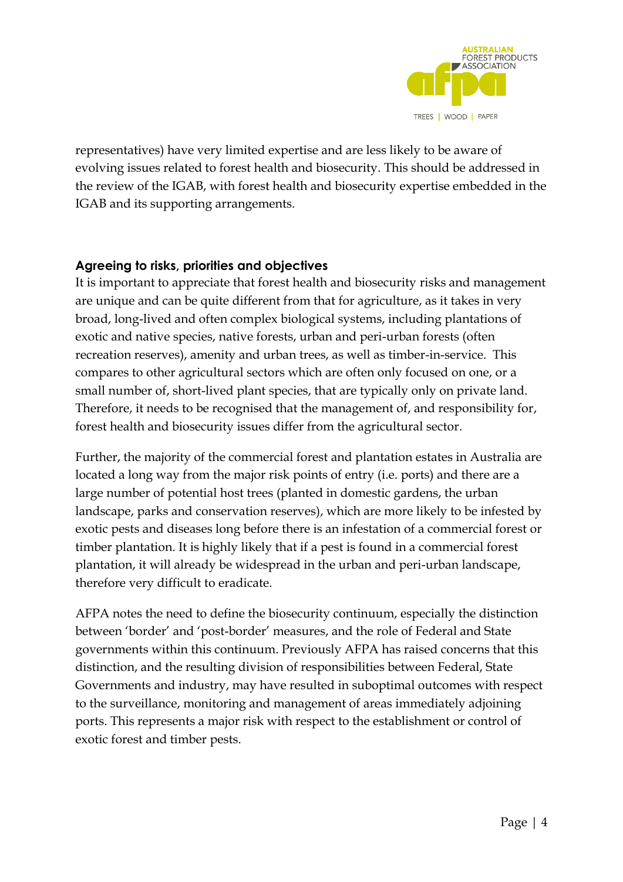representatives) have very limited expertise and are less likely to be aware of evolving issues related to forest health and biosecurity. This should be addressed in the review of the IGAB, with forest health and biosecurity expertise embedded in the IGAB and its supporting arrangements.

### Agreeing to risks, priorities and objectives

It is important to appreciate that forest health and biosecurity risks and management are unique and can be quite different from that for agriculture, as it takes in very broad, long-lived and often complex biological systems, including plantations of exotic and native species, native forests, urban and peri-urban forests (often recreation reserves), amenity and urban trees, as well as timber-in-service. This compares to other agricultural sectors which are often only focused on one, or a small number of, short-lived plant species, that are typically only on private land. Therefore, it needs to be recognised that the management of, and responsibility for, forest health and biosecurity issues differ from the agricultural sector.

Further, the majority of the commercial forest and plantation estates in Australia are located a long way from the major risk points of entry (i.e. ports) and there are a large number of potential host trees (planted in domestic gardens, the urban landscape, parks and conservation reserves), which are more likely to be infested by exotic pests and diseases long before there is an infestation of a commercial forest or timber plantation. It is highly likely that if a pest is found in a commercial forest plantation, it will already be widespread in the urban and peri-urban landscape, therefore very difficult to eradicate.

AFPA notes the need to define the biosecurity continuum, especially the distinction between 'border' and 'post-border' measures, and the role of Federal and State governments within this continuum. Previously AFPA has raised concerns that this distinction, and the resulting division of responsibilities between Federal, State Governments and industry, may have resulted in suboptimal outcomes with respect to the surveillance, monitoring and management of areas immediately adjoining ports. This represents a major risk with respect to the establishment or control of exotic forest and timber pests.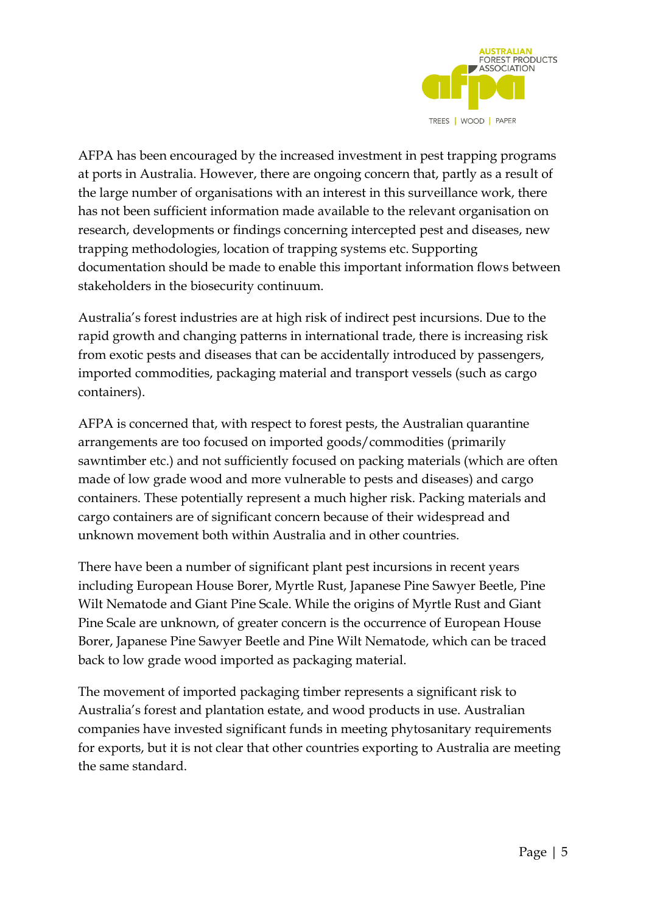AFPA has been encouraged by the increased investment in pest trapping programs at ports in Australia. However, there are ongoing concern that, partly as a result of the large number of organisations with an interest in this surveillance work, there has not been sufficient information made available to the relevant organisation on research, developments or findings concerning intercepted pest and diseases, new trapping methodologies, location of trapping systems etc. Supporting documentation should be made to enable this important information flows between stakeholders in the biosecurity continuum.

Australia's forest industries are at high risk of indirect pest incursions. Due to the rapid growth and changing patterns in international trade, there is increasing risk from exotic pests and diseases that can be accidentally introduced by passengers, imported commodities, packaging material and transport vessels (such as cargo containers).

AFPA is concerned that, with respect to forest pests, the Australian quarantine arrangements are too focused on imported goods/commodities (primarily sawntimber etc.) and not sufficiently focused on packing materials (which are often made of low grade wood and more vulnerable to pests and diseases) and cargo containers. These potentially represent a much higher risk. Packing materials and cargo containers are of significant concern because of their widespread and unknown movement both within Australia and in other countries.

There have been a number of significant plant pest incursions in recent years including European House Borer, Myrtle Rust, Japanese Pine Sawyer Beetle, Pine Wilt Nematode and Giant Pine Scale. While the origins of Myrtle Rust and Giant Pine Scale are unknown, of greater concern is the occurrence of European House Borer, Japanese Pine Sawyer Beetle and Pine Wilt Nematode, which can be traced back to low grade wood imported as packaging material.

The movement of imported packaging timber represents a significant risk to Australia's forest and plantation estate, and wood products in use. Australian companies have invested significant funds in meeting phytosanitary requirements for exports, but it is not clear that other countries exporting to Australia are meeting the same standard.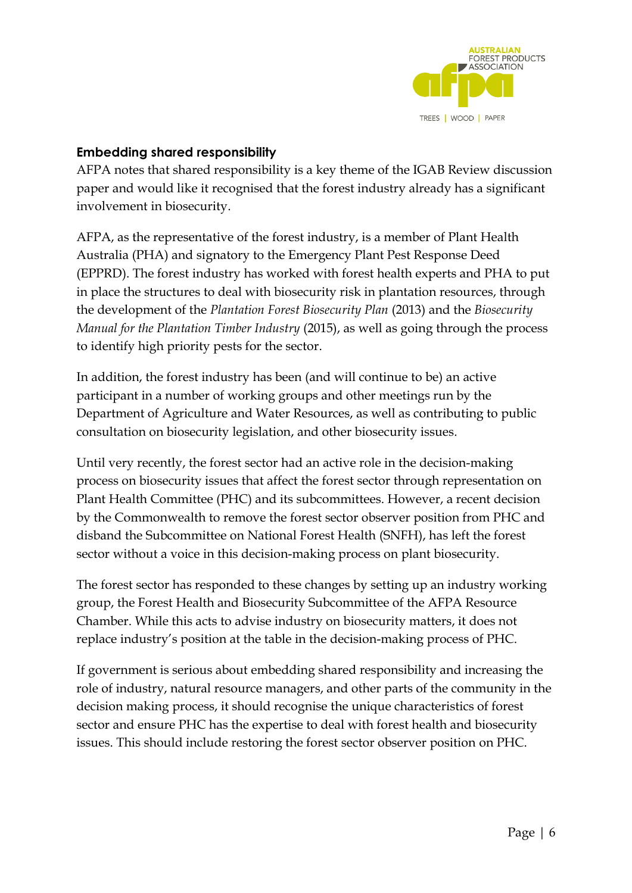## Embedding shared responsibility

AFPA notes that shared responsibility is a key theme of the IGAB Review discussion paper and would like it recognised that the forest industry already has a significant involvement in biosecurity.

AFPA, as the representative of the forest industry, is a member of Plant Health Australia (PHA) and signatory to the Emergency Plant Pest Response Deed (EPPRD). The forest industry has worked with forest health experts and PHA to put in place the structures to deal with biosecurity risk in plantation resources, through the development of the *Plantation Forest Biosecurity Plan* (2013) and the *Biosecurity Manual for the Plantation Timber Industry* (2015), as well as going through the process to identify high priority pests for the sector.

In addition, the forest industry has been (and will continue to be) an active participant in a number of working groups and other meetings run by the Department of Agriculture and Water Resources, as well as contributing to public consultation on biosecurity legislation, and other biosecurity issues.

Until very recently, the forest sector had an active role in the decision-making process on biosecurity issues that affect the forest sector through representation on Plant Health Committee (PHC) and its subcommittees. However, a recent decision by the Commonwealth to remove the forest sector observer position from PHC and disband the Subcommittee on National Forest Health (SNFH), has left the forest sector without a voice in this decision-making process on plant biosecurity.

The forest sector has responded to these changes by setting up an industry working group, the Forest Health and Biosecurity Subcommittee of the AFPA Resource Chamber. While this acts to advise industry on biosecurity matters, it does not replace industry's position at the table in the decision-making process of PHC.

If government is serious about embedding shared responsibility and increasing the role of industry, natural resource managers, and other parts of the community in the decision making process, it should recognise the unique characteristics of forest sector and ensure PHC has the expertise to deal with forest health and biosecurity issues. This should include restoring the forest sector observer position on PHC.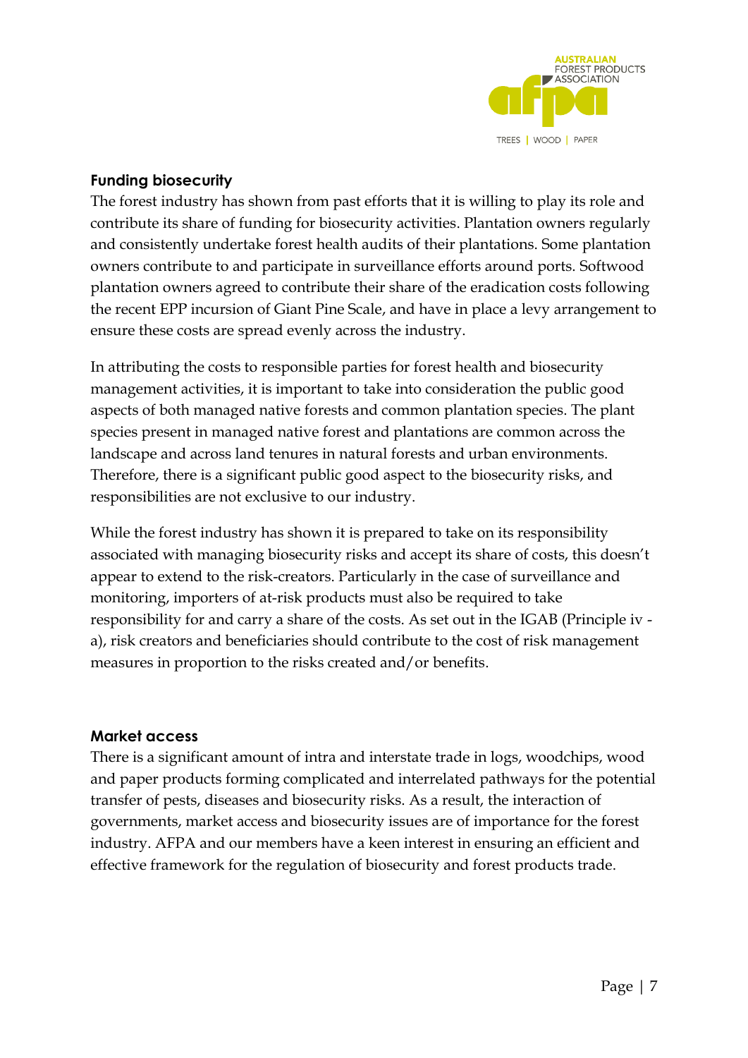## Funding biosecurity

The forest industry has shown from past efforts that it is willing to play its role and contribute its share of funding for biosecurity activities. Plantation owners regularly and consistently undertake forest health audits of their plantations. Some plantation owners contribute to and participate in surveillance efforts around ports. Softwood plantation owners agreed to contribute their share of the eradication costs following the recent EPP incursion of Giant Pine Scale, and have in place a levy arrangement to ensure these costs are spread evenly across the industry.

In attributing the costs to responsible parties for forest health and biosecurity management activities, it is important to take into consideration the public good aspects of both managed native forests and common plantation species. The plant species present in managed native forest and plantations are common across the landscape and across land tenures in natural forests and urban environments. Therefore, there is a significant public good aspect to the biosecurity risks, and responsibilities are not exclusive to our industry.

While the forest industry has shown it is prepared to take on its responsibility associated with managing biosecurity risks and accept its share of costs, this doesn't appear to extend to the risk-creators. Particularly in the case of surveillance and monitoring, importers of at-risk products must also be required to take responsibility for and carry a share of the costs. As set out in the IGAB (Principle iv - a), risk creators and beneficiaries should contribute to the cost of risk management measures in proportion to the risks created and/or benefits.

## Market access

There is a significant amount of intra and interstate trade in logs, woodchips, wood and paper products forming complicated and interrelated pathways for the potential transfer of pests, diseases and biosecurity risks. As a result, the interaction of governments, market access and biosecurity issues are of importance for the forest industry. AFPA and our members have a keen interest in ensuring an efficient and effective framework for the regulation of biosecurity and forest products trade.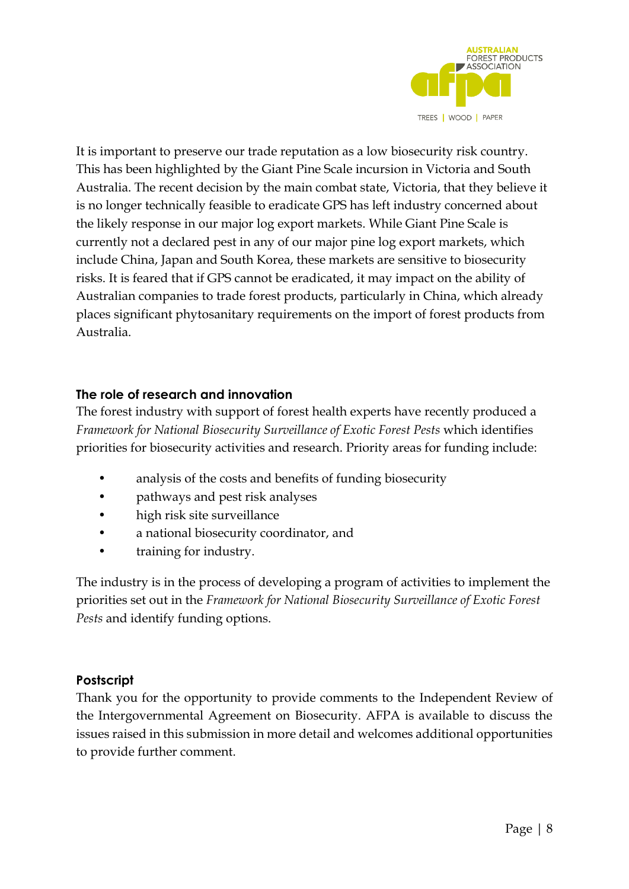It is important to preserve our trade reputation as a low biosecurity risk country. This has been highlighted by the Giant Pine Scale incursion in Victoria and South Australia. The recent decision by the main combat state, Victoria, that they believe it is no longer technically feasible to eradicate GPS has left industry concerned about the likely response in our major log export markets. While Giant Pine Scale is currently not a declared pest in any of our major pine log export markets, which include China, Japan and South Korea, these markets are sensitive to biosecurity risks. It is feared that if GPS cannot be eradicated, it may impact on the ability of Australian companies to trade forest products, particularly in China, which already places significant phytosanitary requirements on the import of forest products from Australia.

## The role of research and innovation

The forest industry with support of forest health experts have recently produced a *Framework for National Biosecurity Surveillance of Exotic Forest Pests* which identifies priorities for biosecurity activities and research. Priority areas for funding include:

- analysis of the costs and benefits of funding biosecurity
- pathways and pest risk analyses
- high risk site surveillance
- a national biosecurity coordinator, and
- training for industry.

The industry is in the process of developing a program of activities to implement the priorities set out in the *Framework for National Biosecurity Surveillance of Exotic Forest Pests* and identify funding options.

## Postscript

Thank you for the opportunity to provide comments to the Independent Review of the Intergovernmental Agreement on Biosecurity. AFPA is available to discuss the issues raised in this submission in more detail and welcomes additional opportunities to provide further comment.